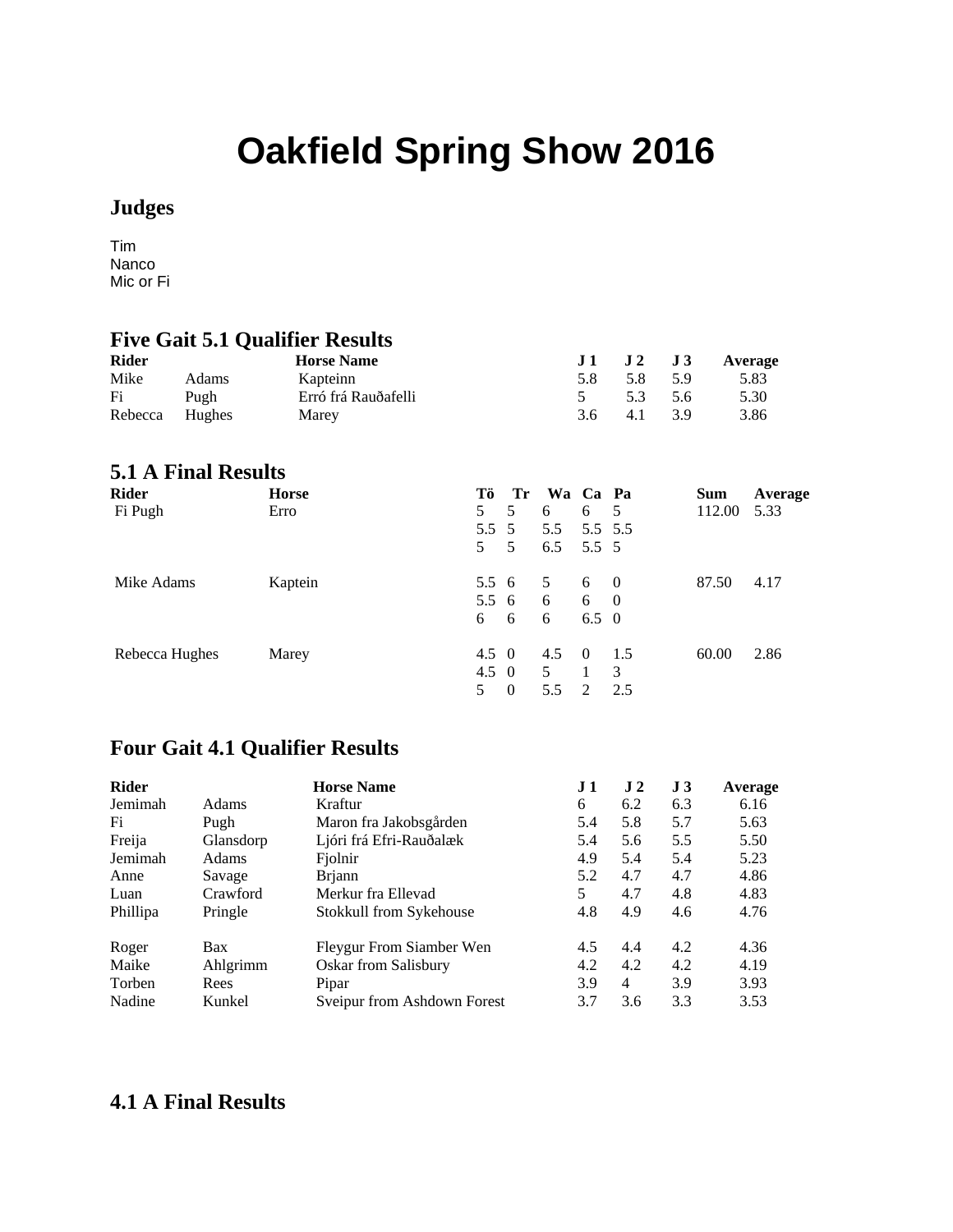# Oakfield Spring Show 2016

## Judges

Tim
Nanco
Mic or Fi

## Five Gait 5.1 Qualifier Results

| Rider | | Horse Name | J 1 | J 2 | J 3 | Average |
|---|---|---|---|---|---|---|
| Mike | Adams | Kapteinn | 5.8 | 5.8 | 5.9 | 5.83 |
| Fi | Pugh | Erró frá Rauðafelli | 5 | 5.3 | 5.6 | 5.30 |
| Rebecca | Hughes | Marey | 3.6 | 4.1 | 3.9 | 3.86 |

## 5.1 A Final Results

| Rider | Horse | Tö | Tr | Wa | Ca | Pa | Sum | Average |
|---|---|---|---|---|---|---|---|---|
| Fi Pugh | Erro | 5 | 5 | 6 | 6 | 5 | 112.00 | 5.33 |
| | | 5.5 | 5 | 5.5 | 5.5 | 5.5 | | |
| | | 5 | 5 | 6.5 | 5.5 | 5 | | |
| Mike Adams | Kaptein | 5.5 | 6 | 5 | 6 | 0 | 87.50 | 4.17 |
| | | 5.5 | 6 | 6 | 6 | 0 | | |
| | | 6 | 6 | 6 | 6.5 | 0 | | |
| Rebecca Hughes | Marey | 4.5 | 0 | 4.5 | 0 | 1.5 | 60.00 | 2.86 |
| | | 4.5 | 0 | 5 | 1 | 3 | | |
| | | 5 | 0 | 5.5 | 2 | 2.5 | | |

## Four Gait 4.1 Qualifier Results

| Rider | | Horse Name | J 1 | J 2 | J 3 | Average |
|---|---|---|---|---|---|---|
| Jemimah | Adams | Kraftur | 6 | 6.2 | 6.3 | 6.16 |
| Fi | Pugh | Maron fra Jakobsgården | 5.4 | 5.8 | 5.7 | 5.63 |
| Freija | Glansdorp | Ljóri frá Efri-Rauðalæk | 5.4 | 5.6 | 5.5 | 5.50 |
| Jemimah | Adams | Fjolnir | 4.9 | 5.4 | 5.4 | 5.23 |
| Anne | Savage | Brjann | 5.2 | 4.7 | 4.7 | 4.86 |
| Luan | Crawford | Merkur fra Ellevad | 5 | 4.7 | 4.8 | 4.83 |
| Phillipa | Pringle | Stokkull from Sykehouse | 4.8 | 4.9 | 4.6 | 4.76 |
| Roger | Bax | Fleygur From Siamber Wen | 4.5 | 4.4 | 4.2 | 4.36 |
| Maike | Ahlgrimm | Oskar from Salisbury | 4.2 | 4.2 | 4.2 | 4.19 |
| Torben | Rees | Pipar | 3.9 | 4 | 3.9 | 3.93 |
| Nadine | Kunkel | Sveipur from Ashdown Forest | 3.7 | 3.6 | 3.3 | 3.53 |

## 4.1 A Final Results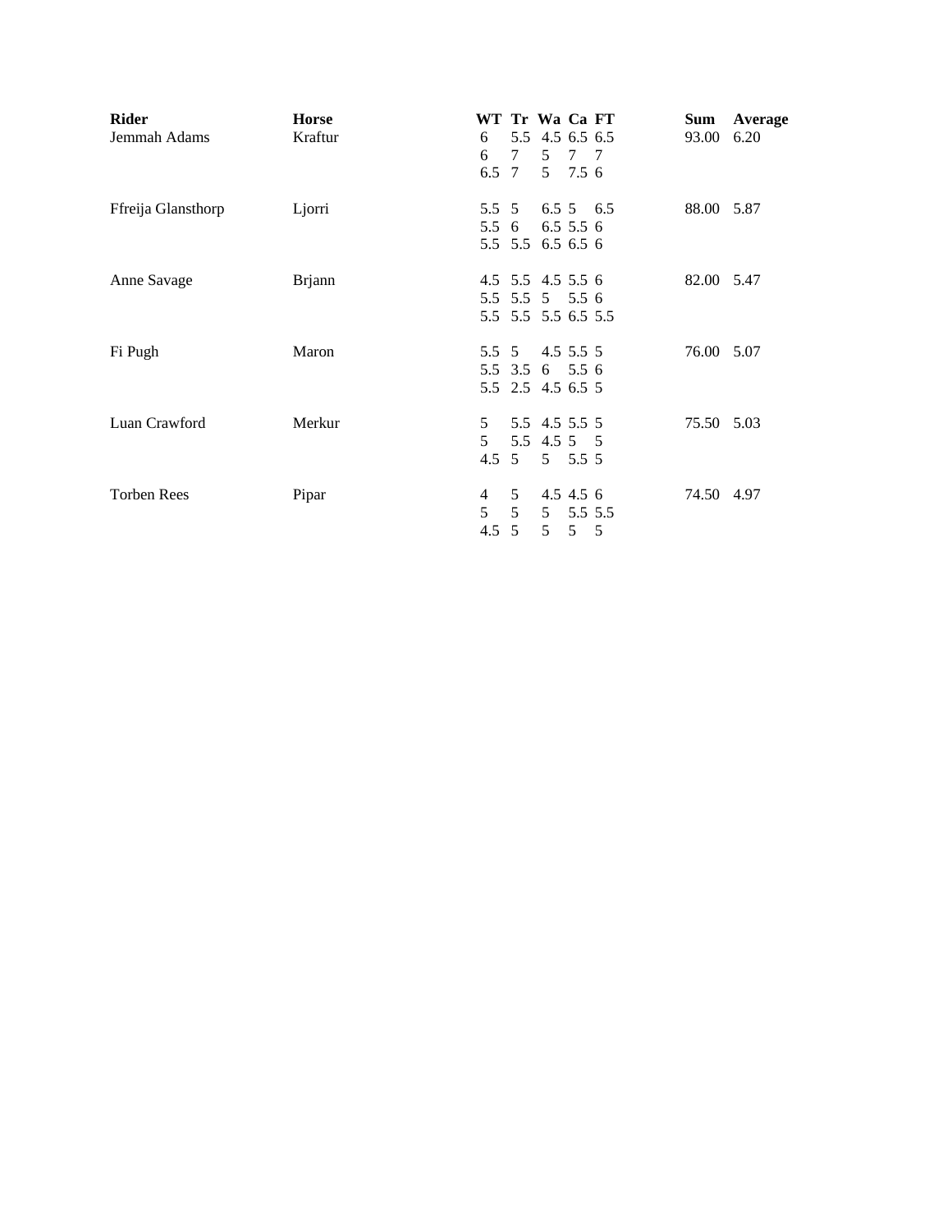| Rider | Horse | WT | Tr | Wa | Ca | FT | Sum | Average |
|---|---|---|---|---|---|---|---|---|
| Jemmah Adams | Kraftur | 6 | 5.5 | 4.5 | 6.5 | 6.5 | 93.00 | 6.20 |
| | | 6 | 7 | 5 | 7 | 7 | | |
| | | 6.5 | 7 | 5 | 7.5 | 6 | | |
| Ffreija Glansthorp | Ljorri | 5.5 | 5 | 6.5 | 5 | 6.5 | 88.00 | 5.87 |
| | | 5.5 | 6 | 6.5 | 5.5 | 6 | | |
| | | 5.5 | 5.5 | 6.5 | 6.5 | 6 | | |
| Anne Savage | Brjann | 4.5 | 5.5 | 4.5 | 5.5 | 6 | 82.00 | 5.47 |
| | | 5.5 | 5.5 | 5 | 5.5 | 6 | | |
| | | 5.5 | 5.5 | 5.5 | 6.5 | 5.5 | | |
| Fi Pugh | Maron | 5.5 | 5 | 4.5 | 5.5 | 5 | 76.00 | 5.07 |
| | | 5.5 | 3.5 | 6 | 5.5 | 6 | | |
| | | 5.5 | 2.5 | 4.5 | 6.5 | 5 | | |
| Luan Crawford | Merkur | 5 | 5.5 | 4.5 | 5.5 | 5 | 75.50 | 5.03 |
| | | 5 | 5.5 | 4.5 | 5 | 5 | | |
| | | 4.5 | 5 | 5 | 5.5 | 5 | | |
| Torben Rees | Pipar | 4 | 5 | 4.5 | 4.5 | 6 | 74.50 | 4.97 |
| | | 5 | 5 | 5 | 5.5 | 5.5 | | |
| | | 4.5 | 5 | 5 | 5 | 5 | | |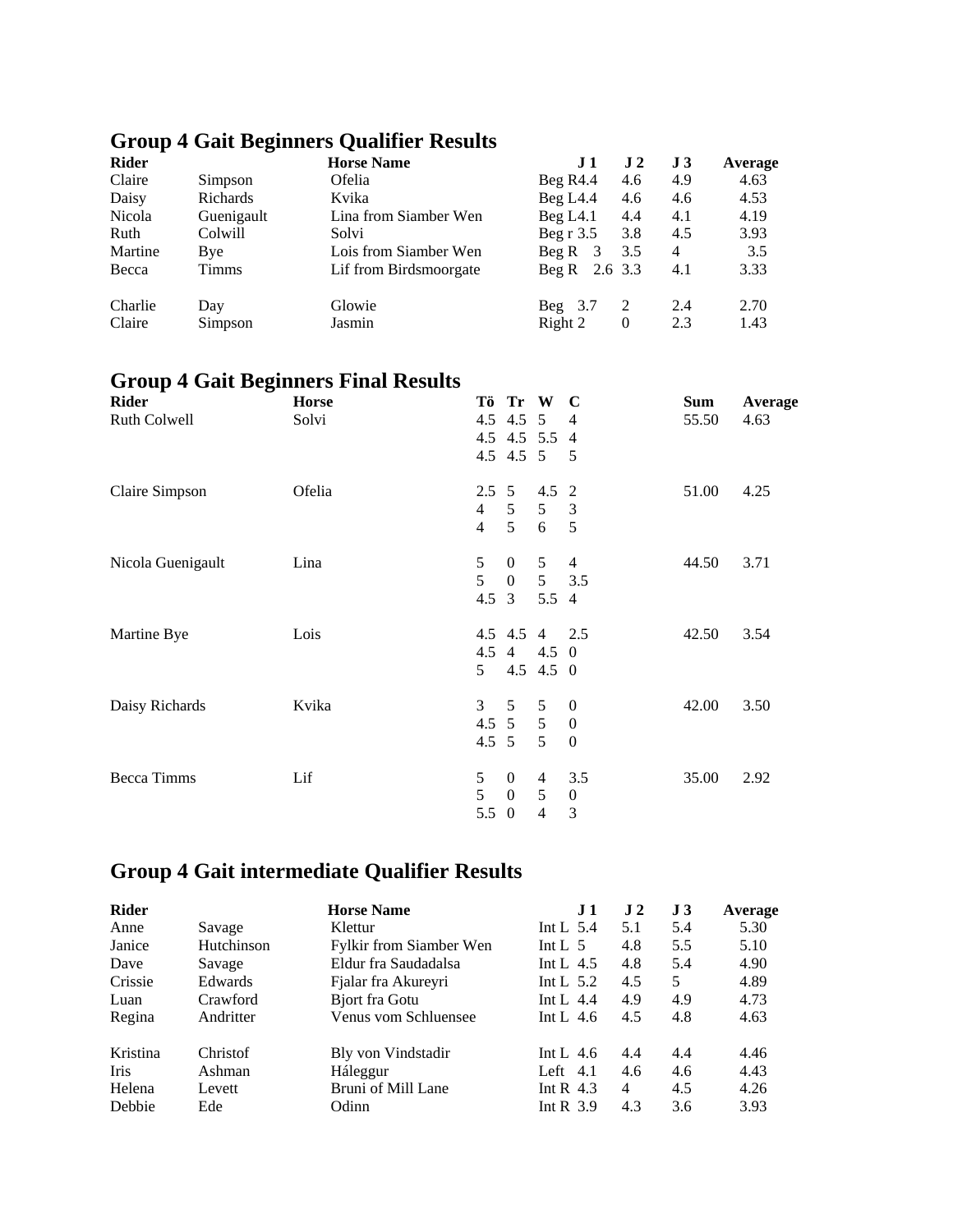## Group 4 Gait Beginners Qualifier Results

| Rider | | Horse Name | J 1 | J 2 | J 3 | Average |
|---|---|---|---|---|---|---|
| Claire | Simpson | Ofelia | Beg R4.4 | 4.6 | 4.9 | 4.63 |
| Daisy | Richards | Kvika | Beg L4.4 | 4.6 | 4.6 | 4.53 |
| Nicola | Guenigault | Lina from Siamber Wen | Beg L4.1 | 4.4 | 4.1 | 4.19 |
| Ruth | Colwill | Solvi | Beg r 3.5 | 3.8 | 4.5 | 3.93 |
| Martine | Bye | Lois from Siamber Wen | Beg R 3 | 3.5 | 4 | 3.5 |
| Becca | Timms | Lif from Birdsmoorgate | Beg R 2.6 | 3.3 | 4.1 | 3.33 |
| Charlie | Day | Glowie | Beg 3.7 | 2 | 2.4 | 2.70 |
| Claire | Simpson | Jasmin | Right 2 | 0 | 2.3 | 1.43 |

## Group 4 Gait Beginners Final Results

| Rider | Horse | Tö | Tr | W | C | Sum | Average |
|---|---|---|---|---|---|---|---|
| Ruth Colwell | Solvi | 4.5 | 4.5 | 5 | 4 | 55.50 | 4.63 |
| | | 4.5 | 4.5 | 5.5 | 4 | | |
| | | 4.5 | 4.5 | 5 | 5 | | |
| Claire Simpson | Ofelia | 2.5 | 5 | 4.5 | 2 | 51.00 | 4.25 |
| | | 4 | 5 | 5 | 3 | | |
| | | 4 | 5 | 6 | 5 | | |
| Nicola Guenigault | Lina | 5 | 0 | 5 | 4 | 44.50 | 3.71 |
| | | 5 | 0 | 5 | 3.5 | | |
| | | 4.5 | 3 | 5.5 | 4 | | |
| Martine Bye | Lois | 4.5 | 4.5 | 4 | 2.5 | 42.50 | 3.54 |
| | | 4.5 | 4 | 4.5 | 0 | | |
| | | 5 | 4.5 | 4.5 | 0 | | |
| Daisy Richards | Kvika | 3 | 5 | 5 | 0 | 42.00 | 3.50 |
| | | 4.5 | 5 | 5 | 0 | | |
| | | 4.5 | 5 | 5 | 0 | | |
| Becca Timms | Lif | 5 | 0 | 4 | 3.5 | 35.00 | 2.92 |
| | | 5 | 0 | 5 | 0 | | |
| | | 5.5 | 0 | 4 | 3 | | |

## Group 4 Gait intermediate Qualifier Results

| Rider | | Horse Name | J 1 | J 2 | J 3 | Average |
|---|---|---|---|---|---|---|
| Anne | Savage | Klettur | Int L 5.4 | 5.1 | 5.4 | 5.30 |
| Janice | Hutchinson | Fylkir from Siamber Wen | Int L 5 | 4.8 | 5.5 | 5.10 |
| Dave | Savage | Eldur fra Saudadalsa | Int L 4.5 | 4.8 | 5.4 | 4.90 |
| Crissie | Edwards | Fjalar fra Akureyri | Int L 5.2 | 4.5 | 5 | 4.89 |
| Luan | Crawford | Bjort fra Gotu | Int L 4.4 | 4.9 | 4.9 | 4.73 |
| Regina | Andritter | Venus vom Schluensee | Int L 4.6 | 4.5 | 4.8 | 4.63 |
| Kristina | Christof | Bly von Vindstadir | Int L 4.6 | 4.4 | 4.4 | 4.46 |
| Iris | Ashman | Háleggur | Left 4.1 | 4.6 | 4.6 | 4.43 |
| Helena | Levett | Bruni of Mill Lane | Int R 4.3 | 4 | 4.5 | 4.26 |
| Debbie | Ede | Odinn | Int R 3.9 | 4.3 | 3.6 | 3.93 |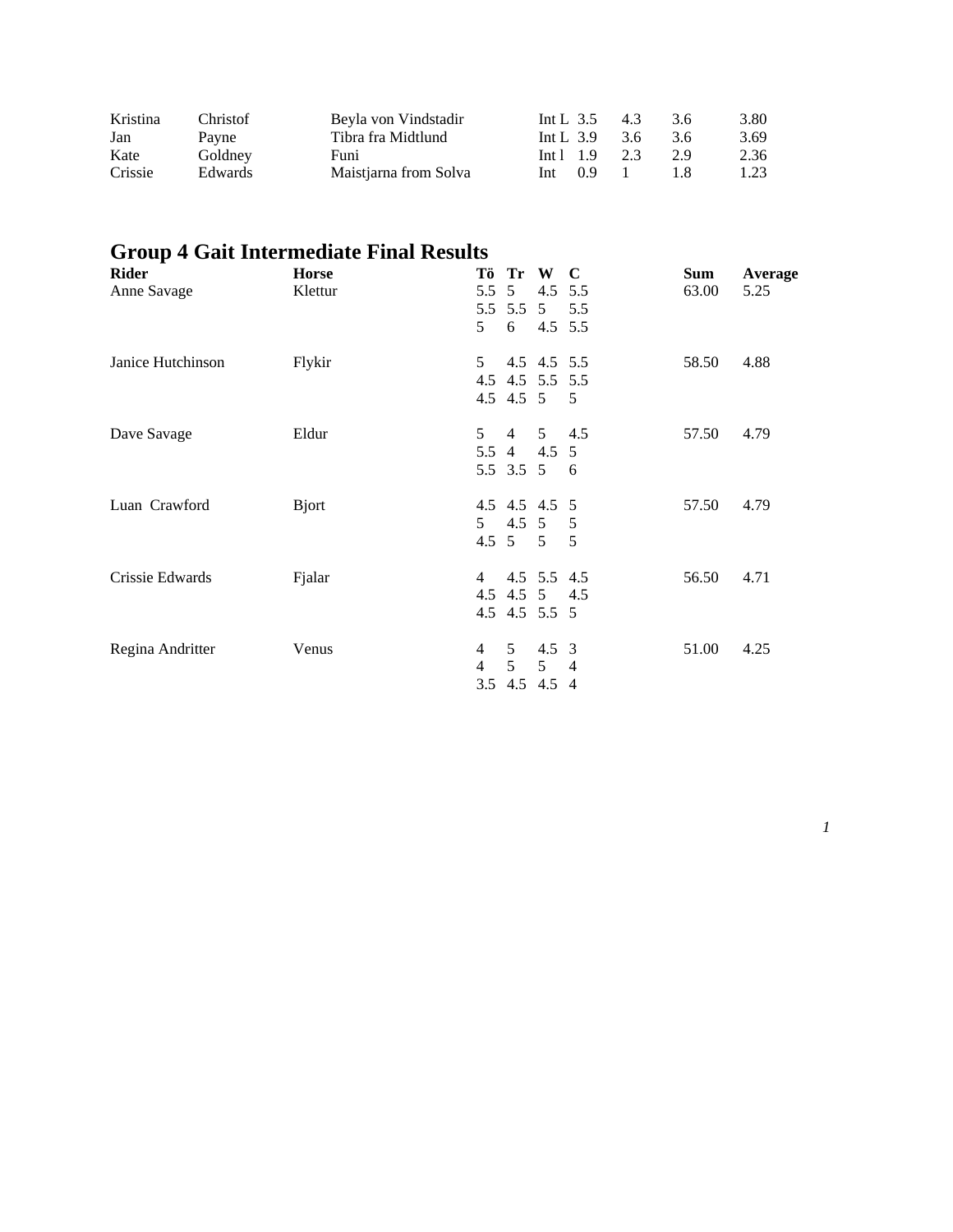| | | | | | | | |
|---|---|---|---|---|---|---|---|
| Kristina | Christof | Beyla von Vindstadir | Int L | 3.5 | 4.3 | 3.6 | 3.80 |
| Jan | Payne | Tibra fra Midtlund | Int L | 3.9 | 3.6 | 3.6 | 3.69 |
| Kate | Goldney | Funi | Int l | 1.9 | 2.3 | 2.9 | 2.36 |
| Crissie | Edwards | Maistjarna from Solva | Int | 0.9 | 1 | 1.8 | 1.23 |

## Group 4 Gait Intermediate Final Results

| Rider | Horse | Tö | Tr | W | C | Sum | Average |
|---|---|---|---|---|---|---|---|
| Anne Savage | Klettur | 5.5 | 5 | 4.5 | 5.5 | 63.00 | 5.25 |
| | | 5.5 | 5.5 | 5 | 5.5 | | |
| | | 5 | 6 | 4.5 | 5.5 | | |
| Janice Hutchinson | Flykir | 5 | 4.5 | 4.5 | 5.5 | 58.50 | 4.88 |
| | | 4.5 | 4.5 | 5.5 | 5.5 | | |
| | | 4.5 | 4.5 | 5 | 5 | | |
| Dave Savage | Eldur | 5 | 4 | 5 | 4.5 | 57.50 | 4.79 |
| | | 5.5 | 4 | 4.5 | 5 | | |
| | | 5.5 | 3.5 | 5 | 6 | | |
| Luan Crawford | Bjort | 4.5 | 4.5 | 4.5 | 5 | 57.50 | 4.79 |
| | | 5 | 4.5 | 5 | 5 | | |
| | | 4.5 | 5 | 5 | 5 | | |
| Crissie Edwards | Fjalar | 4 | 4.5 | 5.5 | 4.5 | 56.50 | 4.71 |
| | | 4.5 | 4.5 | 5 | 4.5 | | |
| | | 4.5 | 4.5 | 5.5 | 5 | | |
| Regina Andritter | Venus | 4 | 5 | 4.5 | 3 | 51.00 | 4.25 |
| | | 4 | 5 | 5 | 4 | | |
| | | 3.5 | 4.5 | 4.5 | 4 | | |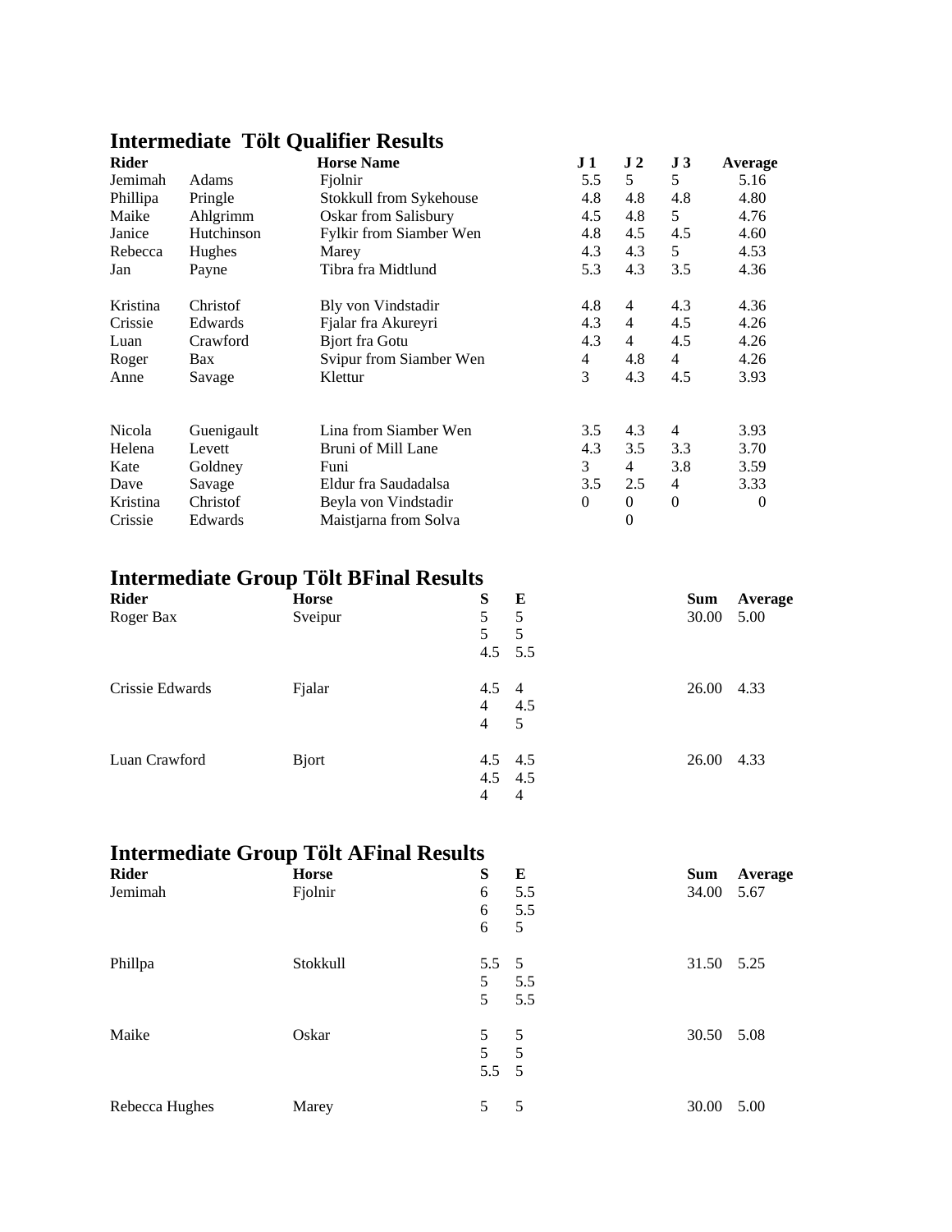## Intermediate  Tölt Qualifier Results

| Rider | | Horse Name | J 1 | J 2 | J 3 | Average |
|---|---|---|---|---|---|---|
| Jemimah | Adams | Fjolnir | 5.5 | 5 | 5 | 5.16 |
| Phillipa | Pringle | Stokkull from Sykehouse | 4.8 | 4.8 | 4.8 | 4.80 |
| Maike | Ahlgrimm | Oskar from Salisbury | 4.5 | 4.8 | 5 | 4.76 |
| Janice | Hutchinson | Fylkir from Siamber Wen | 4.8 | 4.5 | 4.5 | 4.60 |
| Rebecca | Hughes | Marey | 4.3 | 4.3 | 5 | 4.53 |
| Jan | Payne | Tibra fra Midtlund | 5.3 | 4.3 | 3.5 | 4.36 |
| Kristina | Christof | Bly von Vindstadir | 4.8 | 4 | 4.3 | 4.36 |
| Crissie | Edwards | Fjalar fra Akureyri | 4.3 | 4 | 4.5 | 4.26 |
| Luan | Crawford | Bjort fra Gotu | 4.3 | 4 | 4.5 | 4.26 |
| Roger | Bax | Svipur from Siamber Wen | 4 | 4.8 | 4 | 4.26 |
| Anne | Savage | Klettur | 3 | 4.3 | 4.5 | 3.93 |
| Nicola | Guenigault | Lina from Siamber Wen | 3.5 | 4.3 | 4 | 3.93 |
| Helena | Levett | Bruni of Mill Lane | 4.3 | 3.5 | 3.3 | 3.70 |
| Kate | Goldney | Funi | 3 | 4 | 3.8 | 3.59 |
| Dave | Savage | Eldur fra Saudadalsa | 3.5 | 2.5 | 4 | 3.33 |
| Kristina | Christof | Beyla von Vindstadir | 0 | 0 | 0 | 0 |
| Crissie | Edwards | Maistjarna from Solva | | 0 | | |

## Intermediate Group Tölt BFinal Results

| Rider | Horse | S | E | Sum | Average |
|---|---|---|---|---|---|
| Roger Bax | Sveipur | 5 | 5 | 30.00 | 5.00 |
| | | 5 | 5 | | |
| | | 4.5 | 5.5 | | |
| Crissie Edwards | Fjalar | 4.5 | 4 | 26.00 | 4.33 |
| | | 4 | 4.5 | | |
| | | 4 | 5 | | |
| Luan Crawford | Bjort | 4.5 | 4.5 | 26.00 | 4.33 |
| | | 4.5 | 4.5 | | |
| | | 4 | 4 | | |

## Intermediate Group Tölt AFinal Results

| Rider | Horse | S | E | Sum | Average |
|---|---|---|---|---|---|
| Jemimah | Fjolnir | 6 | 5.5 | 34.00 | 5.67 |
| | | 6 | 5.5 | | |
| | | 6 | 5 | | |
| Phillpa | Stokkull | 5.5 | 5 | 31.50 | 5.25 |
| | | 5 | 5.5 | | |
| | | 5 | 5.5 | | |
| Maike | Oskar | 5 | 5 | 30.50 | 5.08 |
| | | 5 | 5 | | |
| | | 5.5 | 5 | | |
| Rebecca Hughes | Marey | 5 | 5 | 30.00 | 5.00 |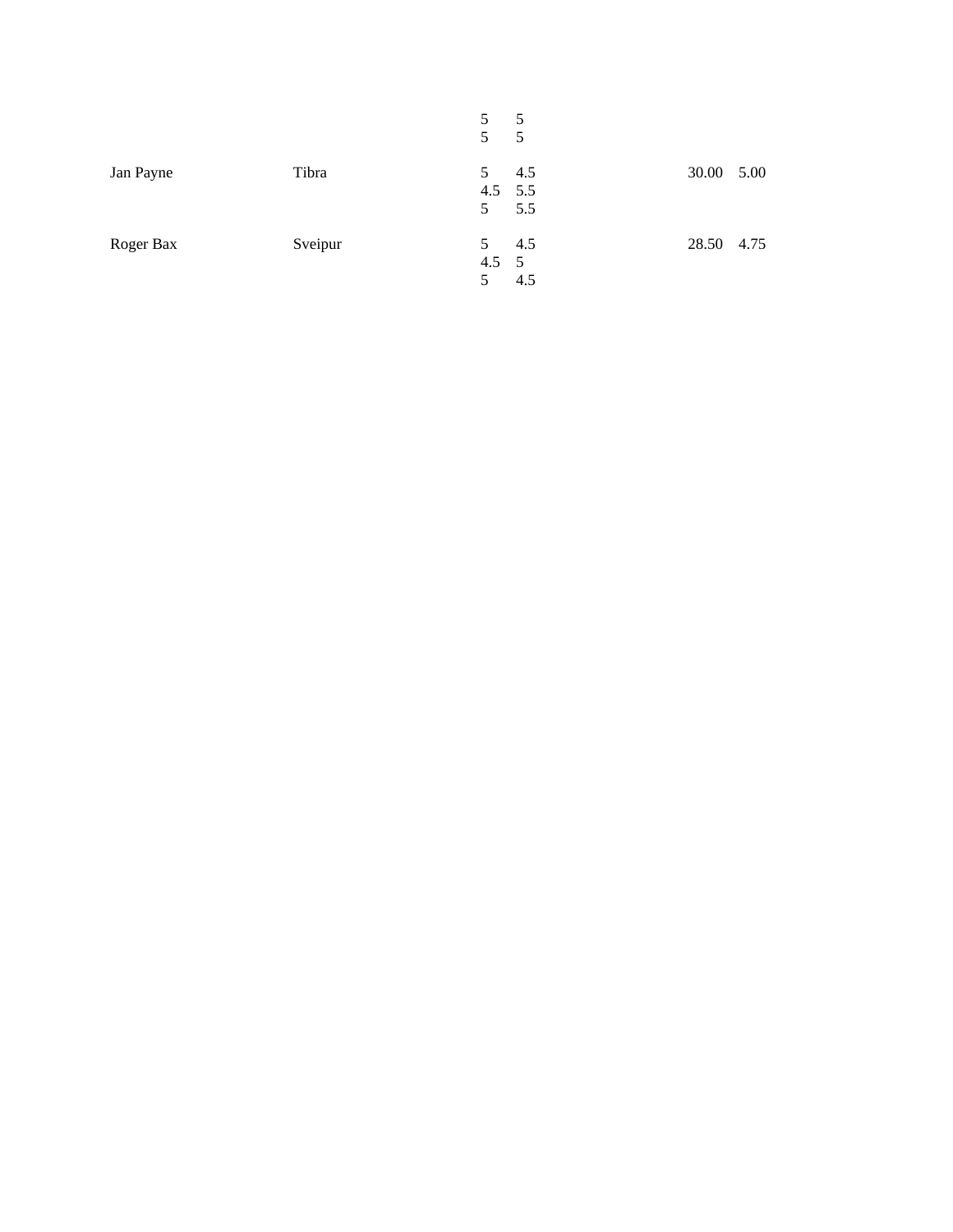| | | | | | |
|---|---|---|---|---|---|
| | | 5 | 5 | | |
| | | 5 | 5 | | |
| Jan Payne | Tibra | 5 | 4.5 | 30.00 | 5.00 |
| | | 4.5 | 5.5 | | |
| | | 5 | 5.5 | | |
| Roger Bax | Sveipur | 5 | 4.5 | 28.50 | 4.75 |
| | | 4.5 | 5 | | |
| | | 5 | 4.5 | | |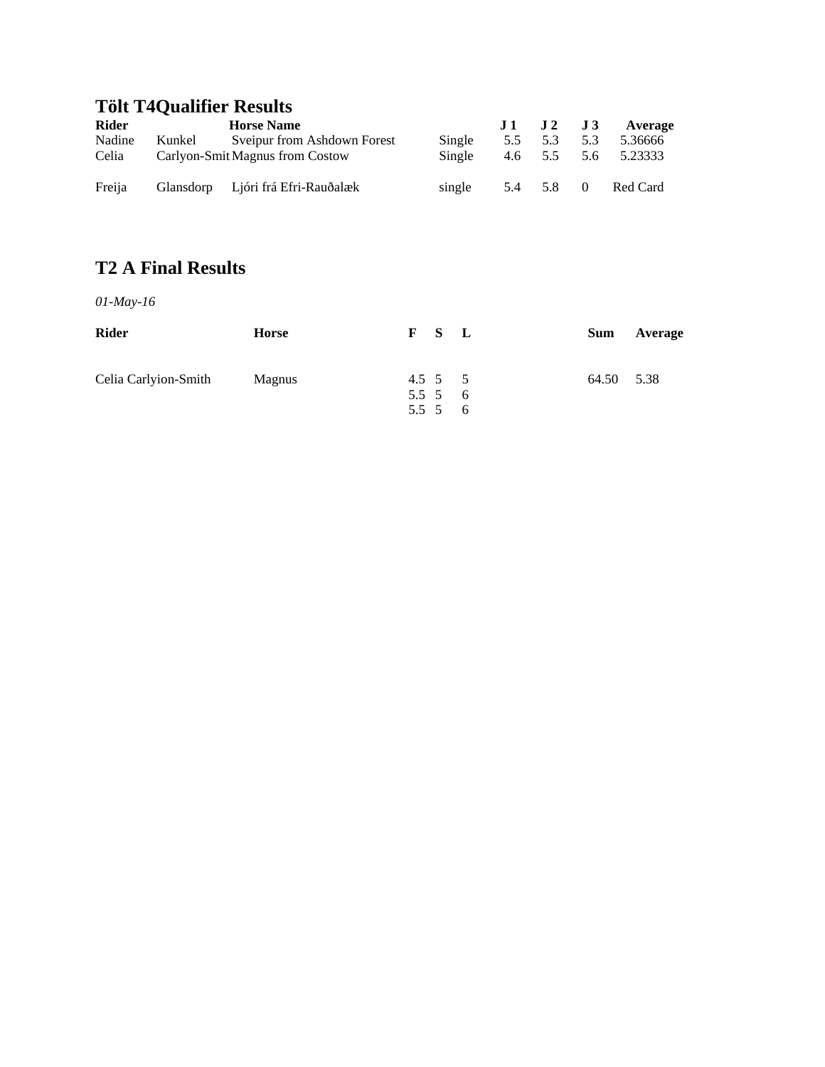## Tölt T4Qualifier Results

| Rider | | Horse Name | | J 1 | J 2 | J 3 | Average |
|---|---|---|---|---|---|---|---|
| Nadine | Kunkel | Sveipur from Ashdown Forest | Single | 5.5 | 5.3 | 5.3 | 5.36666 |
| Celia | Carlyon-Smit | Magnus from Costow | Single | 4.6 | 5.5 | 5.6 | 5.23333 |
| Freija | Glansdorp | Ljóri frá Efri-Rauðalæk | single | 5.4 | 5.8 | 0 | Red Card |

## T2 A Final Results

*01-May-16*

| Rider | Horse | F | S | L | Sum | Average |
|---|---|---|---|---|---|---|
| Celia Carlyion-Smith | Magnus | 4.5 | 5 | 5 | 64.50 | 5.38 |
| | | 5.5 | 5 | 6 | | |
| | | 5.5 | 5 | 6 | | |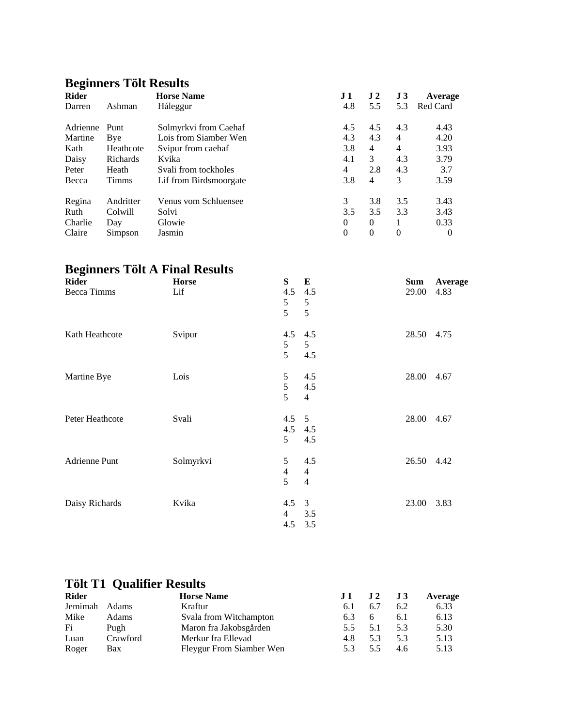## Beginners Tölt Results

| Rider | | Horse Name | J 1 | J 2 | J 3 | Average |
|---|---|---|---|---|---|---|
| Darren | Ashman | Háleggur | 4.8 | 5.5 | 5.3 | Red Card |
| Adrienne | Punt | Solmyrkvi from Caehaf | 4.5 | 4.5 | 4.3 | 4.43 |
| Martine | Bye | Lois from Siamber Wen | 4.3 | 4.3 | 4 | 4.20 |
| Kath | Heathcote | Svipur from caehaf | 3.8 | 4 | 4 | 3.93 |
| Daisy | Richards | Kvika | 4.1 | 3 | 4.3 | 3.79 |
| Peter | Heath | Svali from tockholes | 4 | 2.8 | 4.3 | 3.7 |
| Becca | Timms | Lif from Birdsmoorgate | 3.8 | 4 | 3 | 3.59 |
| Regina | Andritter | Venus vom Schluensee | 3 | 3.8 | 3.5 | 3.43 |
| Ruth | Colwill | Solvi | 3.5 | 3.5 | 3.3 | 3.43 |
| Charlie | Day | Glowie | 0 | 0 | 1 | 0.33 |
| Claire | Simpson | Jasmin | 0 | 0 | 0 | 0 |

## Beginners Tölt A Final Results

| Rider | Horse | S | E | Sum | Average |
|---|---|---|---|---|---|
| Becca Timms | Lif | 4.5 | 4.5 | 29.00 | 4.83 |
| | | 5 | 5 | | |
| | | 5 | 5 | | |
| Kath Heathcote | Svipur | 4.5 | 4.5 | 28.50 | 4.75 |
| | | 5 | 5 | | |
| | | 5 | 4.5 | | |
| Martine Bye | Lois | 5 | 4.5 | 28.00 | 4.67 |
| | | 5 | 4.5 | | |
| | | 5 | 4 | | |
| Peter Heathcote | Svali | 4.5 | 5 | 28.00 | 4.67 |
| | | 4.5 | 4.5 | | |
| | | 5 | 4.5 | | |
| Adrienne Punt | Solmyrkvi | 5 | 4.5 | 26.50 | 4.42 |
| | | 4 | 4 | | |
| | | 5 | 4 | | |
| Daisy Richards | Kvika | 4.5 | 3 | 23.00 | 3.83 |
| | | 4 | 3.5 | | |
| | | 4.5 | 3.5 | | |

## Tölt T1 Qualifier Results

| Rider | | Horse Name | J 1 | J 2 | J 3 | Average |
|---|---|---|---|---|---|---|
| Jemimah | Adams | Kraftur | 6.1 | 6.7 | 6.2 | 6.33 |
| Mike | Adams | Svala from Witchampton | 6.3 | 6 | 6.1 | 6.13 |
| Fi | Pugh | Maron fra Jakobsgården | 5.5 | 5.1 | 5.3 | 5.30 |
| Luan | Crawford | Merkur fra Ellevad | 4.8 | 5.3 | 5.3 | 5.13 |
| Roger | Bax | Fleygur From Siamber Wen | 5.3 | 5.5 | 4.6 | 5.13 |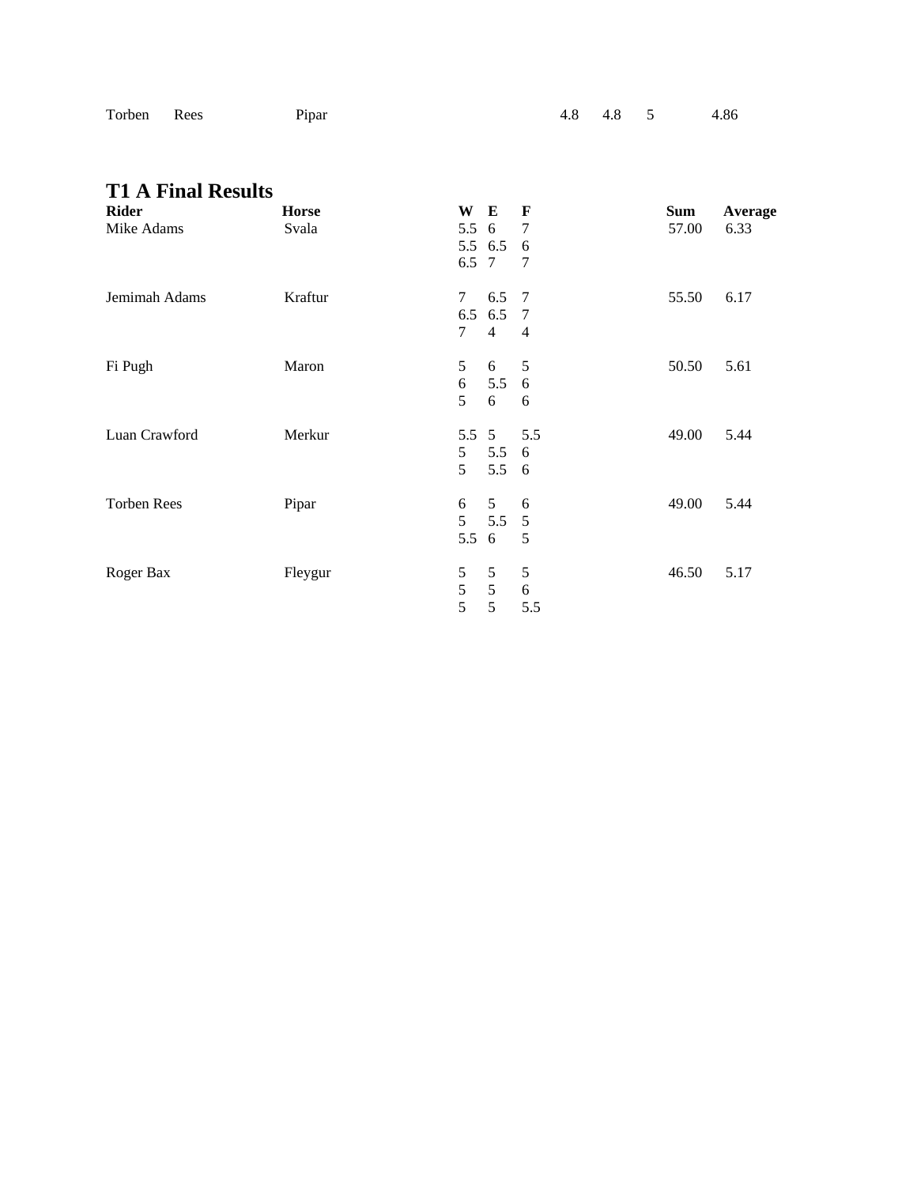| | | | | | | |
|---|---|---|---|---|---|---|
| Torben | Rees | Pipar | 4.8 | 4.8 | 5 | 4.86 |

## T1 A Final Results

| Rider | Horse | W | E | F | Sum | Average |
|---|---|---|---|---|---|---|
| Mike Adams | Svala | 5.5 | 6 | 7 | 57.00 | 6.33 |
| | | 5.5 | 6.5 | 6 | | |
| | | 6.5 | 7 | 7 | | |
| Jemimah Adams | Kraftur | 7 | 6.5 | 7 | 55.50 | 6.17 |
| | | 6.5 | 6.5 | 7 | | |
| | | 7 | 4 | 4 | | |
| Fi Pugh | Maron | 5 | 6 | 5 | 50.50 | 5.61 |
| | | 6 | 5.5 | 6 | | |
| | | 5 | 6 | 6 | | |
| Luan Crawford | Merkur | 5.5 | 5 | 5.5 | 49.00 | 5.44 |
| | | 5 | 5.5 | 6 | | |
| | | 5 | 5.5 | 6 | | |
| Torben Rees | Pipar | 6 | 5 | 6 | 49.00 | 5.44 |
| | | 5 | 5.5 | 5 | | |
| | | 5.5 | 6 | 5 | | |
| Roger Bax | Fleygur | 5 | 5 | 5 | 46.50 | 5.17 |
| | | 5 | 5 | 6 | | |
| | | 5 | 5 | 5.5 | | |